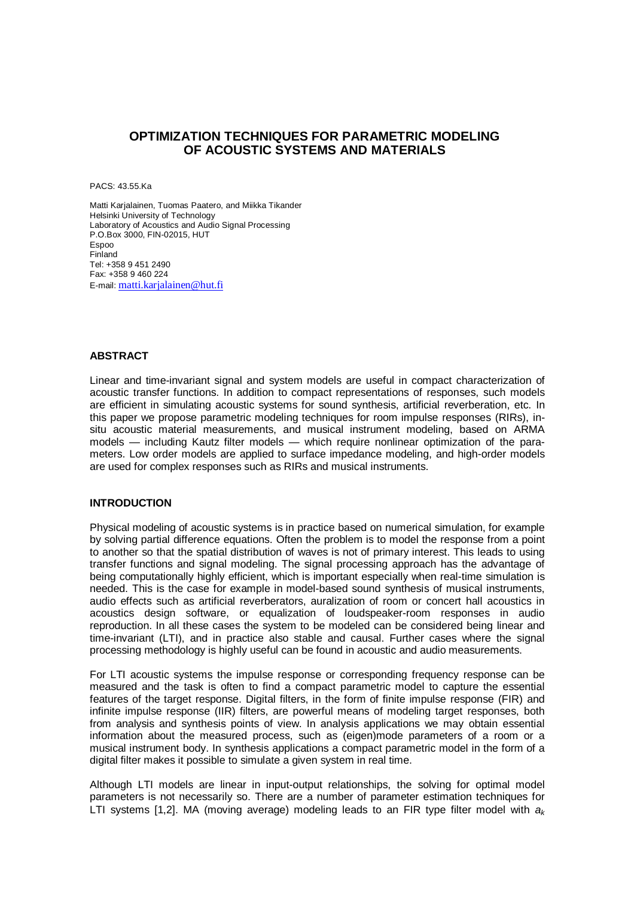# OPTIMIZATION TECHNIQUES FOR PARAMETRIC MODELING OF ACOUSTIC SYSTEMS AND MATERIALS

PACS: 43.55.Ka

Matti Karjalainen, Tuomas Paatero, and Miikka Tikander
Helsinki University of Technology
Laboratory of Acoustics and Audio Signal Processing
P.O.Box 3000, FIN-02015, HUT
Espoo
Finland
Tel: +358 9 451 2490
Fax: +358 9 460 224
E-mail: matti.karjalainen@hut.fi

## ABSTRACT

Linear and time-invariant signal and system models are useful in compact characterization of acoustic transfer functions. In addition to compact representations of responses, such models are efficient in simulating acoustic systems for sound synthesis, artificial reverberation, etc. In this paper we propose parametric modeling techniques for room impulse responses (RIRs), in-situ acoustic material measurements, and musical instrument modeling, based on ARMA models — including Kautz filter models — which require nonlinear optimization of the parameters. Low order models are applied to surface impedance modeling, and high-order models are used for complex responses such as RIRs and musical instruments.

## INTRODUCTION

Physical modeling of acoustic systems is in practice based on numerical simulation, for example by solving partial difference equations. Often the problem is to model the response from a point to another so that the spatial distribution of waves is not of primary interest. This leads to using transfer functions and signal modeling. The signal processing approach has the advantage of being computationally highly efficient, which is important especially when real-time simulation is needed. This is the case for example in model-based sound synthesis of musical instruments, audio effects such as artificial reverberators, auralization of room or concert hall acoustics in acoustics design software, or equalization of loudspeaker-room responses in audio reproduction. In all these cases the system to be modeled can be considered being linear and time-invariant (LTI), and in practice also stable and causal. Further cases where the signal processing methodology is highly useful can be found in acoustic and audio measurements.

For LTI acoustic systems the impulse response or corresponding frequency response can be measured and the task is often to find a compact parametric model to capture the essential features of the target response. Digital filters, in the form of finite impulse response (FIR) and infinite impulse response (IIR) filters, are powerful means of modeling target responses, both from analysis and synthesis points of view. In analysis applications we may obtain essential information about the measured process, such as (eigen)mode parameters of a room or a musical instrument body. In synthesis applications a compact parametric model in the form of a digital filter makes it possible to simulate a given system in real time.

Although LTI models are linear in input-output relationships, the solving for optimal model parameters is not necessarily so. There are a number of parameter estimation techniques for LTI systems [1,2]. MA (moving average) modeling leads to an FIR type filter model with $a_k$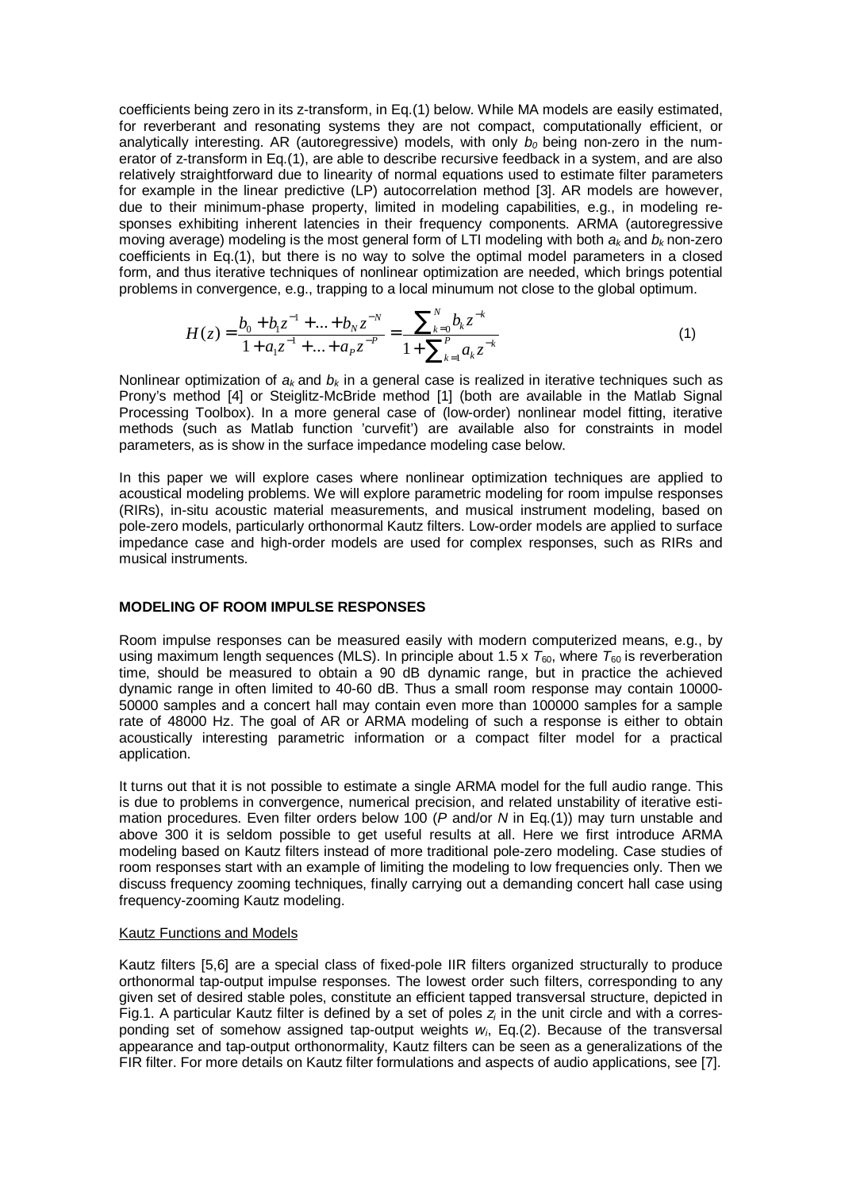coefficients being zero in its z-transform, in Eq.(1) below. While MA models are easily estimated, for reverberant and resonating systems they are not compact, computationally efficient, or analytically interesting. AR (autoregressive) models, with only $b_0$ being non-zero in the numerator of z-transform in Eq.(1), are able to describe recursive feedback in a system, and are also relatively straightforward due to linearity of normal equations used to estimate filter parameters for example in the linear predictive (LP) autocorrelation method [3]. AR models are however, due to their minimum-phase property, limited in modeling capabilities, e.g., in modeling responses exhibiting inherent latencies in their frequency components. ARMA (autoregressive moving average) modeling is the most general form of LTI modeling with both $a_k$ and $b_k$ non-zero coefficients in Eq.(1), but there is no way to solve the optimal model parameters in a closed form, and thus iterative techniques of nonlinear optimization are needed, which brings potential problems in convergence, e.g., trapping to a local minumum not close to the global optimum.

$$H(z) = \frac{b_0 + b_1 z^{-1} + ... + b_N z^{-N}}{1 + a_1 z^{-1} + ... + a_P z^{-P}} = \frac{\sum_{k=0}^{N} b_k z^{-k}}{1 + \sum_{k=1}^{P} a_k z^{-k}} \tag{1}$$

Nonlinear optimization of $a_k$ and $b_k$ in a general case is realized in iterative techniques such as Prony's method [4] or Steiglitz-McBride method [1] (both are available in the Matlab Signal Processing Toolbox). In a more general case of (low-order) nonlinear model fitting, iterative methods (such as Matlab function 'curvefit') are available also for constraints in model parameters, as is show in the surface impedance modeling case below.

In this paper we will explore cases where nonlinear optimization techniques are applied to acoustical modeling problems. We will explore parametric modeling for room impulse responses (RIRs), in-situ acoustic material measurements, and musical instrument modeling, based on pole-zero models, particularly orthonormal Kautz filters. Low-order models are applied to surface impedance case and high-order models are used for complex responses, such as RIRs and musical instruments.

## MODELING OF ROOM IMPULSE RESPONSES

Room impulse responses can be measured easily with modern computerized means, e.g., by using maximum length sequences (MLS). In principle about 1.5 x $T_{60}$, where $T_{60}$ is reverberation time, should be measured to obtain a 90 dB dynamic range, but in practice the achieved dynamic range in often limited to 40-60 dB. Thus a small room response may contain 10000-50000 samples and a concert hall may contain even more than 100000 samples for a sample rate of 48000 Hz. The goal of AR or ARMA modeling of such a response is either to obtain acoustically interesting parametric information or a compact filter model for a practical application.

It turns out that it is not possible to estimate a single ARMA model for the full audio range. This is due to problems in convergence, numerical precision, and related unstability of iterative estimation procedures. Even filter orders below 100 ($P$ and/or $N$ in Eq.(1)) may turn unstable and above 300 it is seldom possible to get useful results at all. Here we first introduce ARMA modeling based on Kautz filters instead of more traditional pole-zero modeling. Case studies of room responses start with an example of limiting the modeling to low frequencies only. Then we discuss frequency zooming techniques, finally carrying out a demanding concert hall case using frequency-zooming Kautz modeling.

### Kautz Functions and Models

Kautz filters [5,6] are a special class of fixed-pole IIR filters organized structurally to produce orthonormal tap-output impulse responses. The lowest order such filters, corresponding to any given set of desired stable poles, constitute an efficient tapped transversal structure, depicted in Fig.1. A particular Kautz filter is defined by a set of poles $z_i$ in the unit circle and with a corresponding set of somehow assigned tap-output weights $w_i$, Eq.(2). Because of the transversal appearance and tap-output orthonormality, Kautz filters can be seen as a generalizations of the FIR filter. For more details on Kautz filter formulations and aspects of audio applications, see [7].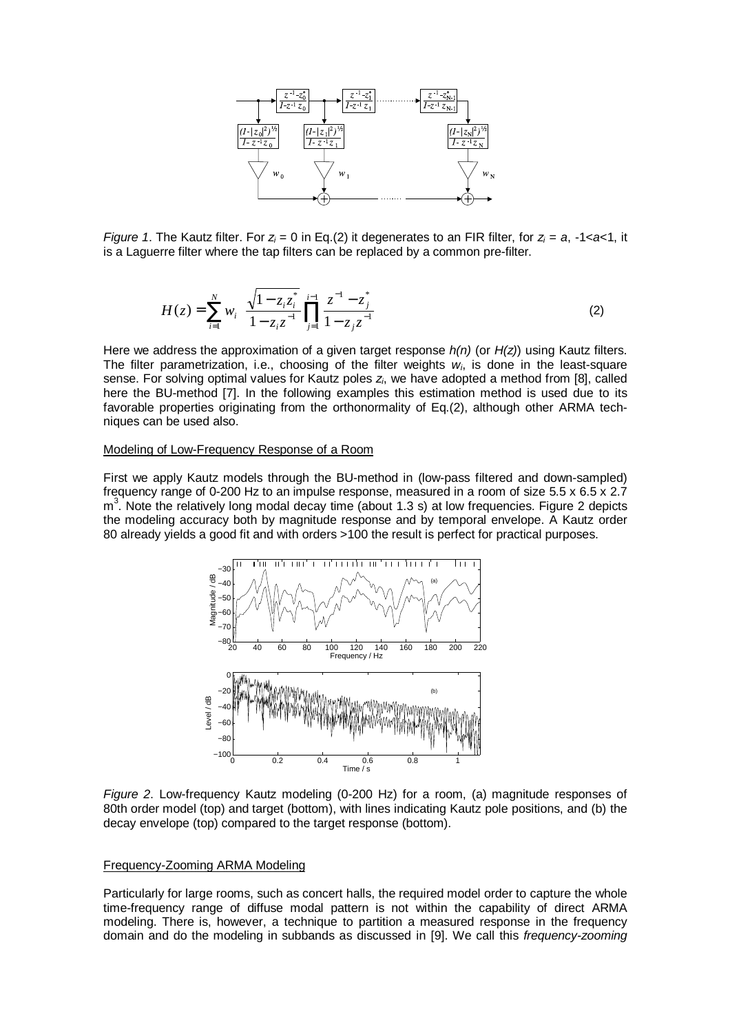*Figure 1*. The Kautz filter. For $z_i = 0$ in Eq.(2) it degenerates to an FIR filter, for $z_i = a$, $-1<a<1$, it is a Laguerre filter where the tap filters can be replaced by a common pre-filter.

$$H(z) = \sum_{i=1}^{N} w_i \; \frac{\sqrt{1 - z_i z_i^*}}{1 - z_i z^{-1}} \prod_{j=1}^{i-1} \frac{z^{-1} - z_j^*}{1 - z_j z^{-1}} \qquad (2)$$

Here we address the approximation of a given target response *h(n)* (or *H(z)*) using Kautz filters. The filter parametrization, i.e., choosing of the filter weights $w_i$, is done in the least-square sense. For solving optimal values for Kautz poles $z_i$, we have adopted a method from [8], called here the BU-method [7]. In the following examples this estimation method is used due to its favorable properties originating from the orthonormality of Eq.(2), although other ARMA techniques can be used also.

## Modeling of Low-Frequency Response of a Room

First we apply Kautz models through the BU-method in (low-pass filtered and down-sampled) frequency range of 0-200 Hz to an impulse response, measured in a room of size 5.5 x 6.5 x 2.7 m$^3$. Note the relatively long modal decay time (about 1.3 s) at low frequencies. Figure 2 depicts the modeling accuracy both by magnitude response and by temporal envelope. A Kautz order 80 already yields a good fit and with orders >100 the result is perfect for practical purposes.

*Figure 2*. Low-frequency Kautz modeling (0-200 Hz) for a room, (a) magnitude responses of 80th order model (top) and target (bottom), with lines indicating Kautz pole positions, and (b) the decay envelope (top) compared to the target response (bottom).

## Frequency-Zooming ARMA Modeling

Particularly for large rooms, such as concert halls, the required model order to capture the whole time-frequency range of diffuse modal pattern is not within the capability of direct ARMA modeling. There is, however, a technique to partition a measured response in the frequency domain and do the modeling in subbands as discussed in [9]. We call this *frequency-zooming*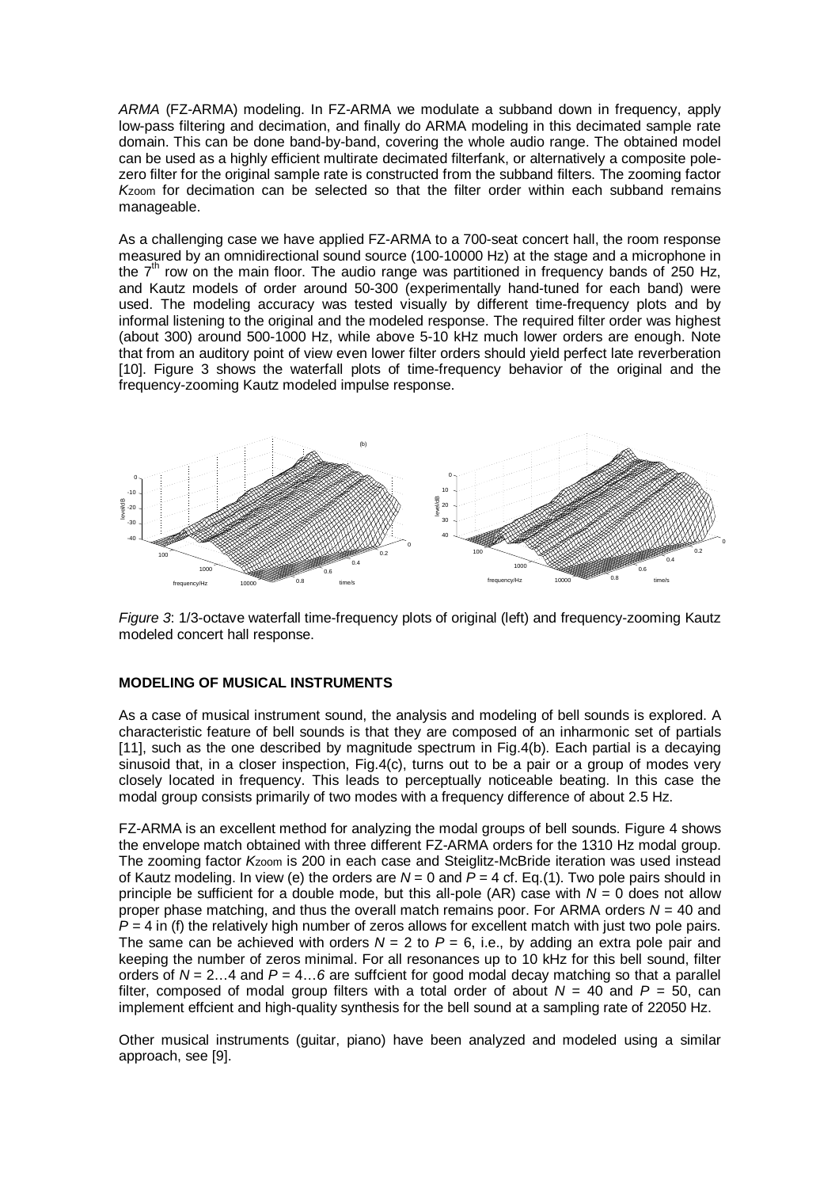*ARMA* (FZ-ARMA) modeling. In FZ-ARMA we modulate a subband down in frequency, apply low-pass filtering and decimation, and finally do ARMA modeling in this decimated sample rate domain. This can be done band-by-band, covering the whole audio range. The obtained model can be used as a highly efficient multirate decimated filterfank, or alternatively a composite pole-zero filter for the original sample rate is constructed from the subband filters. The zooming factor $K_{zoom}$ for decimation can be selected so that the filter order within each subband remains manageable.

As a challenging case we have applied FZ-ARMA to a 700-seat concert hall, the room response measured by an omnidirectional sound source (100-10000 Hz) at the stage and a microphone in the 7th row on the main floor. The audio range was partitioned in frequency bands of 250 Hz, and Kautz models of order around 50-300 (experimentally hand-tuned for each band) were used. The modeling accuracy was tested visually by different time-frequency plots and by informal listening to the original and the modeled response. The required filter order was highest (about 300) around 500-1000 Hz, while above 5-10 kHz much lower orders are enough. Note that from an auditory point of view even lower filter orders should yield perfect late reverberation [10]. Figure 3 shows the waterfall plots of time-frequency behavior of the original and the frequency-zooming Kautz modeled impulse response.

*Figure 3*: 1/3-octave waterfall time-frequency plots of original (left) and frequency-zooming Kautz modeled concert hall response.

## MODELING OF MUSICAL INSTRUMENTS

As a case of musical instrument sound, the analysis and modeling of bell sounds is explored. A characteristic feature of bell sounds is that they are composed of an inharmonic set of partials [11], such as the one described by magnitude spectrum in Fig.4(b). Each partial is a decaying sinusoid that, in a closer inspection, Fig.4(c), turns out to be a pair or a group of modes very closely located in frequency. This leads to perceptually noticeable beating. In this case the modal group consists primarily of two modes with a frequency difference of about 2.5 Hz.

FZ-ARMA is an excellent method for analyzing the modal groups of bell sounds. Figure 4 shows the envelope match obtained with three different FZ-ARMA orders for the 1310 Hz modal group. The zooming factor $K_{zoom}$ is 200 in each case and Steiglitz-McBride iteration was used instead of Kautz modeling. In view (e) the orders are $N = 0$ and $P = 4$ cf. Eq.(1). Two pole pairs should in principle be sufficient for a double mode, but this all-pole (AR) case with $N = 0$ does not allow proper phase matching, and thus the overall match remains poor. For ARMA orders $N = 40$ and $P = 4$ in (f) the relatively high number of zeros allows for excellent match with just two pole pairs. The same can be achieved with orders $N = 2$ to $P = 6$, i.e., by adding an extra pole pair and keeping the number of zeros minimal. For all resonances up to 10 kHz for this bell sound, filter orders of $N = 2 \ldots 4$ and $P = 4 \ldots 6$ are suffcient for good modal decay matching so that a parallel filter, composed of modal group filters with a total order of about $N = 40$ and $P = 50$, can implement effcient and high-quality synthesis for the bell sound at a sampling rate of 22050 Hz.

Other musical instruments (guitar, piano) have been analyzed and modeled using a similar approach, see [9].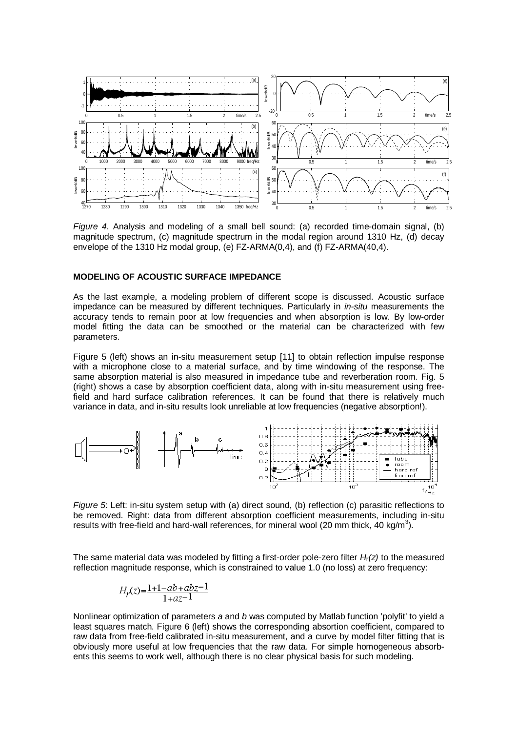*Figure 4*. Analysis and modeling of a small bell sound: (a) recorded time-domain signal, (b) magnitude spectrum, (c) magnitude spectrum in the modal region around 1310 Hz, (d) decay envelope of the 1310 Hz modal group, (e) FZ-ARMA(0,4), and (f) FZ-ARMA(40,4).

## MODELING OF ACOUSTIC SURFACE IMPEDANCE

As the last example, a modeling problem of different scope is discussed. Acoustic surface impedance can be measured by different techniques. Particularly in *in-situ* measurements the accuracy tends to remain poor at low frequencies and when absorption is low. By low-order model fitting the data can be smoothed or the material can be characterized with few parameters.

Figure 5 (left) shows an in-situ measurement setup [11] to obtain reflection impulse response with a microphone close to a material surface, and by time windowing of the response. The same absorption material is also measured in impedance tube and reverberation room. Fig. 5 (right) shows a case by absorption coefficient data, along with in-situ measurement using free-field and hard surface calibration references. It can be found that there is relatively much variance in data, and in-situ results look unreliable at low frequencies (negative absorption!).

*Figure 5*: Left: in-situ system setup with (a) direct sound, (b) reflection (c) parasitic reflections to be removed. Right: data from different absorption coefficient measurements, including in-situ results with free-field and hard-wall references, for mineral wool (20 mm thick, 40 kg/m[3]).

The same material data was modeled by fitting a first-order pole-zero filter $H_r(z)$ to the measured reflection magnitude response, which is constrained to value 1.0 (no loss) at zero frequency:

$$H_r(z) = \frac{1 + 1 - ab + abz^{-1}}{1 + az^{-1}}$$

Nonlinear optimization of parameters *a* and *b* was computed by Matlab function 'polyfit' to yield a least squares match. Figure 6 (left) shows the corresponding absortion coefficient, compared to raw data from free-field calibrated in-situ measurement, and a curve by model filter fitting that is obviously more useful at low frequencies that the raw data. For simple homogeneous absorbents this seems to work well, although there is no clear physical basis for such modeling.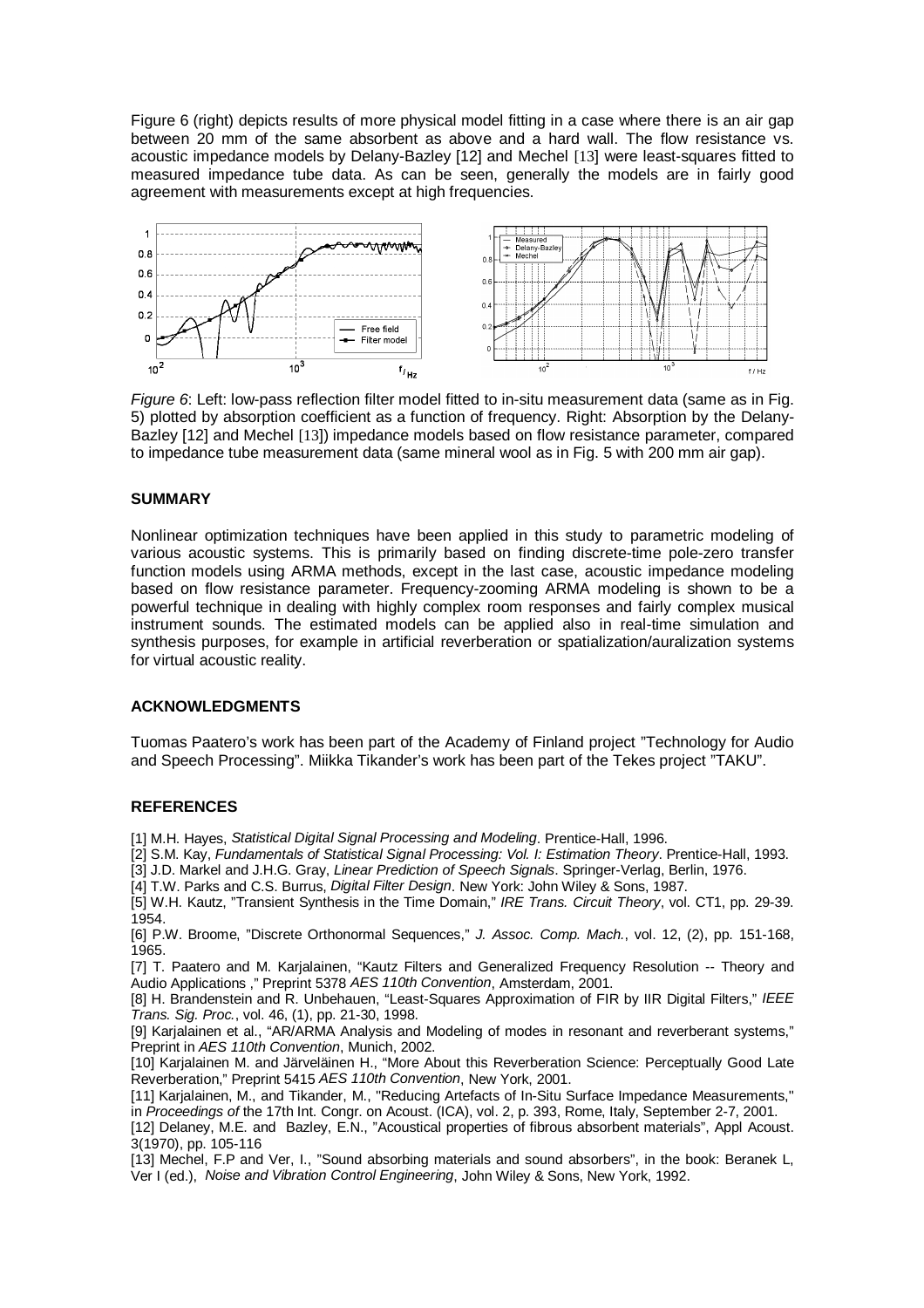Figure 6 (right) depicts results of more physical model fitting in a case where there is an air gap between 20 mm of the same absorbent as above and a hard wall. The flow resistance vs. acoustic impedance models by Delany-Bazley [12] and Mechel [13] were least-squares fitted to measured impedance tube data. As can be seen, generally the models are in fairly good agreement with measurements except at high frequencies.

1
0.8
0.6
0.4
0.2
0
$10^2$
$10^3$
f / Hz
Free field
Filter model

Measured
Delany-Bazley
Mechel
1
0.8
0.6
0.4
0.2
0
$10^2$
$10^3$
f / Hz

*Figure 6*: Left: low-pass reflection filter model fitted to in-situ measurement data (same as in Fig. 5) plotted by absorption coefficient as a function of frequency. Right: Absorption by the Delany-Bazley [12] and Mechel [13]) impedance models based on flow resistance parameter, compared to impedance tube measurement data (same mineral wool as in Fig. 5 with 200 mm air gap).

## SUMMARY

Nonlinear optimization techniques have been applied in this study to parametric modeling of various acoustic systems. This is primarily based on finding discrete-time pole-zero transfer function models using ARMA methods, except in the last case, acoustic impedance modeling based on flow resistance parameter. Frequency-zooming ARMA modeling is shown to be a powerful technique in dealing with highly complex room responses and fairly complex musical instrument sounds. The estimated models can be applied also in real-time simulation and synthesis purposes, for example in artificial reverberation or spatialization/auralization systems for virtual acoustic reality.

## ACKNOWLEDGMENTS

Tuomas Paatero's work has been part of the Academy of Finland project "Technology for Audio and Speech Processing". Miikka Tikander's work has been part of the Tekes project "TAKU".

## REFERENCES

[1] M.H. Hayes, *Statistical Digital Signal Processing and Modeling*. Prentice-Hall, 1996.

[2] S.M. Kay, *Fundamentals of Statistical Signal Processing: Vol. I: Estimation Theory*. Prentice-Hall, 1993.

[3] J.D. Markel and J.H.G. Gray, *Linear Prediction of Speech Signals*. Springer-Verlag, Berlin, 1976.

[4] T.W. Parks and C.S. Burrus, *Digital Filter Design*. New York: John Wiley & Sons, 1987.

[5] W.H. Kautz, "Transient Synthesis in the Time Domain," *IRE Trans. Circuit Theory*, vol. CT1, pp. 29-39. 1954.

[6] P.W. Broome, "Discrete Orthonormal Sequences," *J. Assoc. Comp. Mach.*, vol. 12, (2), pp. 151-168, 1965.

[7] T. Paatero and M. Karjalainen, "Kautz Filters and Generalized Frequency Resolution -- Theory and Audio Applications ," Preprint 5378 *AES 110th Convention*, Amsterdam, 2001.

[8] H. Brandenstein and R. Unbehauen, "Least-Squares Approximation of FIR by IIR Digital Filters," *IEEE Trans. Sig. Proc.*, vol. 46, (1), pp. 21-30, 1998.

[9] Karjalainen et al., "AR/ARMA Analysis and Modeling of modes in resonant and reverberant systems," Preprint in *AES 110th Convention*, Munich, 2002.

[10] Karjalainen M. and Järveläinen H., "More About this Reverberation Science: Perceptually Good Late Reverberation," Preprint 5415 *AES 110th Convention*, New York, 2001.

[11] Karjalainen, M., and Tikander, M., "Reducing Artefacts of In-Situ Surface Impedance Measurements," in *Proceedings of* the 17th Int. Congr. on Acoust. (ICA), vol. 2, p. 393, Rome, Italy, September 2-7, 2001.

[12] Delaney, M.E. and Bazley, E.N., "Acoustical properties of fibrous absorbent materials", Appl Acoust. 3(1970), pp. 105-116

[13] Mechel, F.P and Ver, I., "Sound absorbing materials and sound absorbers", in the book: Beranek L, Ver I (ed.), *Noise and Vibration Control Engineering*, John Wiley & Sons, New York, 1992.